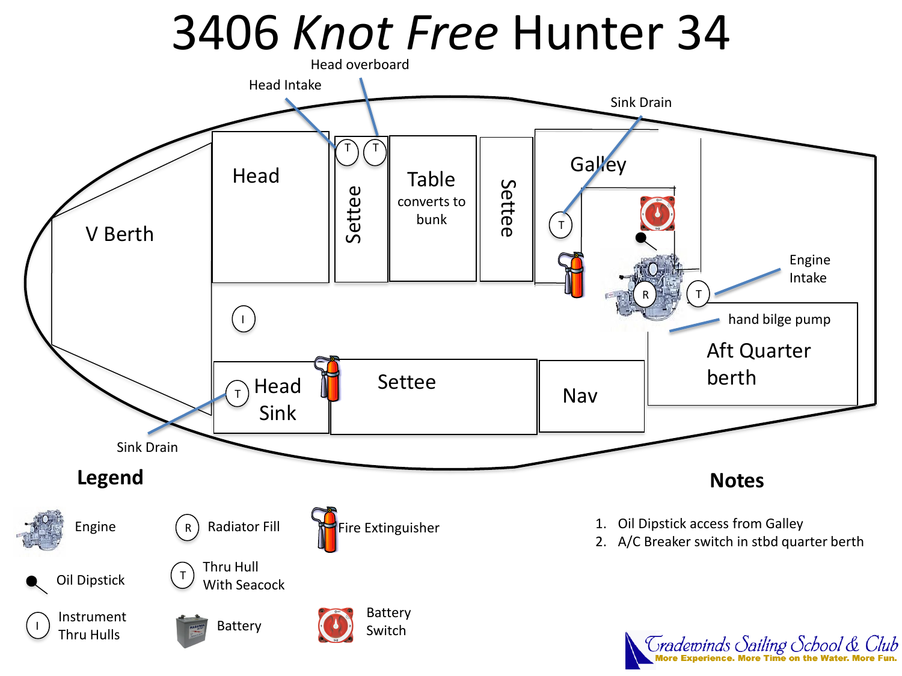# 3406 *Knot Free* Hunter 34

Head overboard

Head Intake

Sink Drain

V Berth

Head

T T

Settee

Table
converts to bunk

Settee

Galley

T

Engine Intake

R T

hand bilge pump

I

Aft Quarter berth

T Head Sink

Settee

Nav

Sink Drain

## Legend

Engine

R Radiator Fill

Fire Extinguisher

Oil Dipstick

T Thru Hull With Seacock

I Instrument Thru Hulls

Battery

Battery Switch

## Notes

1. Oil Dipstick access from Galley
2. A/C Breaker switch in stbd quarter berth

Tradewinds Sailing School & Club
More Experience. More Time on the Water. More Fun.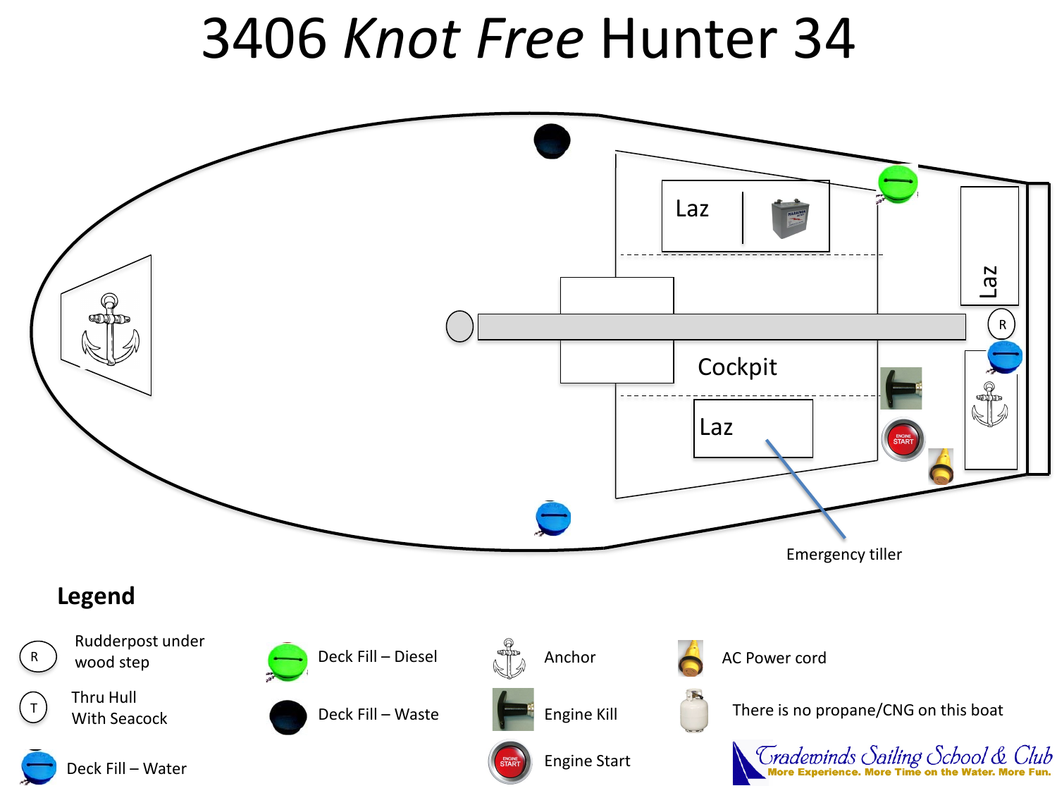# 3406 *Knot Free* Hunter 34

Laz

Laz

Laz

Cockpit

R

Emergency tiller

## Legend

| | | | | | | | |
|---|---|---|---|---|---|---|---|
| R | Rudderpost under wood step | | Deck Fill – Diesel | | Anchor | | AC Power cord |
| T | Thru Hull With Seacock | | Deck Fill – Waste | | Engine Kill | | There is no propane/CNG on this boat |
| | Deck Fill – Water | | | | Engine Start | | |

Tradewinds Sailing School & Club

More Experience. More Time on the Water. More Fun.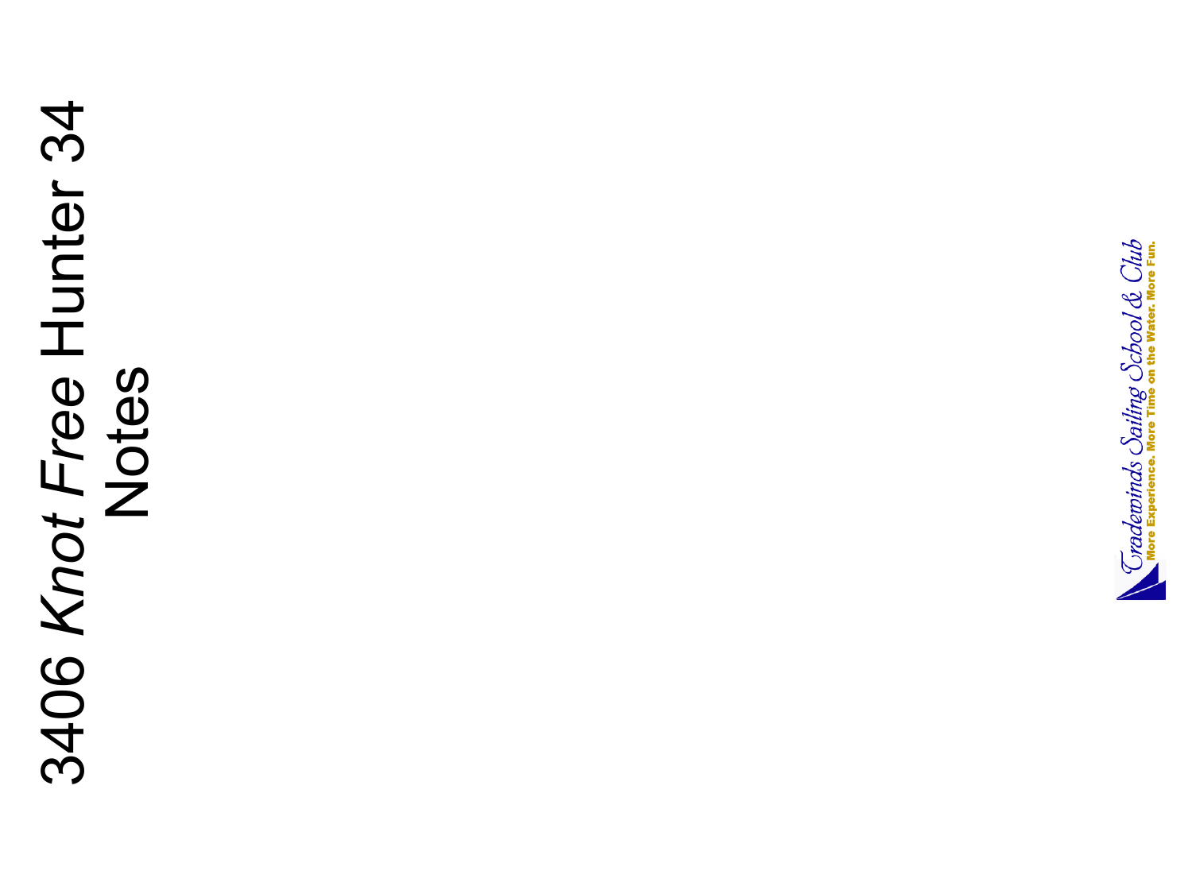# 3406 *Knot Free* Hunter 34 Notes

*Tradewinds Sailing School & Club*

More Experience. More Time on the Water. More Fun.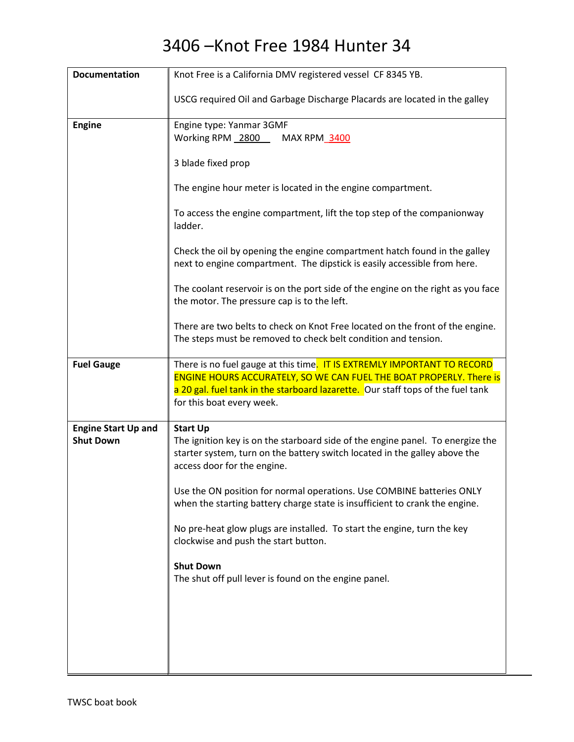# 3406 –Knot Free 1984 Hunter 34

| | |
|---|---|
| **Documentation** | Knot Free is a California DMV registered vessel CF 8345 YB.<br><br>USCG required Oil and Garbage Discharge Placards are located in the galley |
| **Engine** | Engine type: Yanmar 3GMF<br>Working RPM 2800 MAX RPM 3400<br><br>3 blade fixed prop<br><br>The engine hour meter is located in the engine compartment.<br><br>To access the engine compartment, lift the top step of the companionway ladder.<br><br>Check the oil by opening the engine compartment hatch found in the galley next to engine compartment. The dipstick is easily accessible from here.<br><br>The coolant reservoir is on the port side of the engine on the right as you face the motor. The pressure cap is to the left.<br><br>There are two belts to check on Knot Free located on the front of the engine. The steps must be removed to check belt condition and tension. |
| **Fuel Gauge** | There is no fuel gauge at this time. IT IS EXTREMLY IMPORTANT TO RECORD ENGINE HOURS ACCURATELY, SO WE CAN FUEL THE BOAT PROPERLY. There is a 20 gal. fuel tank in the starboard lazarette. Our staff tops of the fuel tank for this boat every week. |
| **Engine Start Up and Shut Down** | **Start Up**<br>The ignition key is on the starboard side of the engine panel. To energize the starter system, turn on the battery switch located in the galley above the access door for the engine.<br><br>Use the ON position for normal operations. Use COMBINE batteries ONLY when the starting battery charge state is insufficient to crank the engine.<br><br>No pre-heat glow plugs are installed. To start the engine, turn the key clockwise and push the start button.<br><br>**Shut Down**<br>The shut off pull lever is found on the engine panel. |

TWSC boat book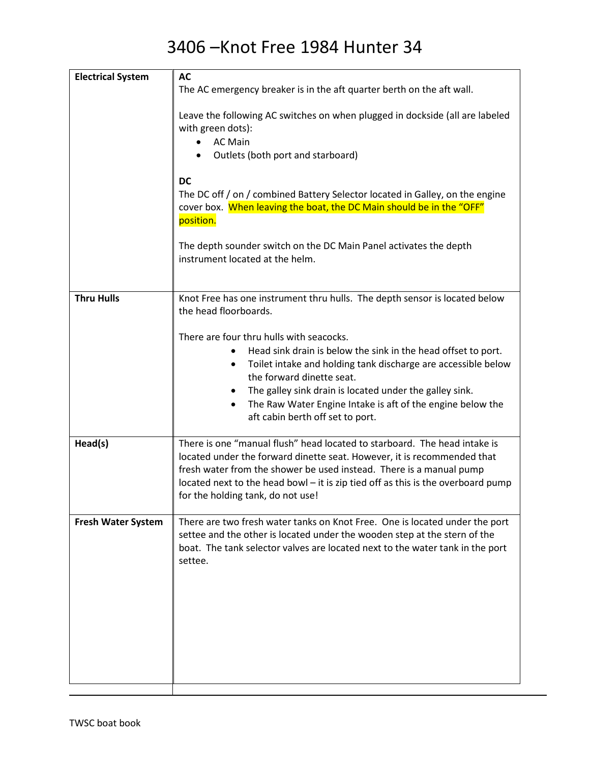# 3406 –Knot Free 1984 Hunter 34

| | |
|---|---|
| **Electrical System** | **AC**<br>The AC emergency breaker is in the aft quarter berth on the aft wall.<br><br>Leave the following AC switches on when plugged in dockside (all are labeled with green dots):<br>• AC Main<br>• Outlets (both port and starboard)<br><br>**DC**<br>The DC off / on / combined Battery Selector located in Galley, on the engine cover box. When leaving the boat, the DC Main should be in the "OFF" position.<br><br>The depth sounder switch on the DC Main Panel activates the depth instrument located at the helm. |
| **Thru Hulls** | Knot Free has one instrument thru hulls. The depth sensor is located below the head floorboards.<br><br>There are four thru hulls with seacocks.<br>• Head sink drain is below the sink in the head offset to port.<br>• Toilet intake and holding tank discharge are accessible below the forward dinette seat.<br>• The galley sink drain is located under the galley sink.<br>• The Raw Water Engine Intake is aft of the engine below the aft cabin berth off set to port. |
| **Head(s)** | There is one "manual flush" head located to starboard. The head intake is located under the forward dinette seat. However, it is recommended that fresh water from the shower be used instead. There is a manual pump located next to the head bowl – it is zip tied off as this is the overboard pump for the holding tank, do not use! |
| **Fresh Water System** | There are two fresh water tanks on Knot Free. One is located under the port settee and the other is located under the wooden step at the stern of the boat. The tank selector valves are located next to the water tank in the port settee. |

TWSC boat book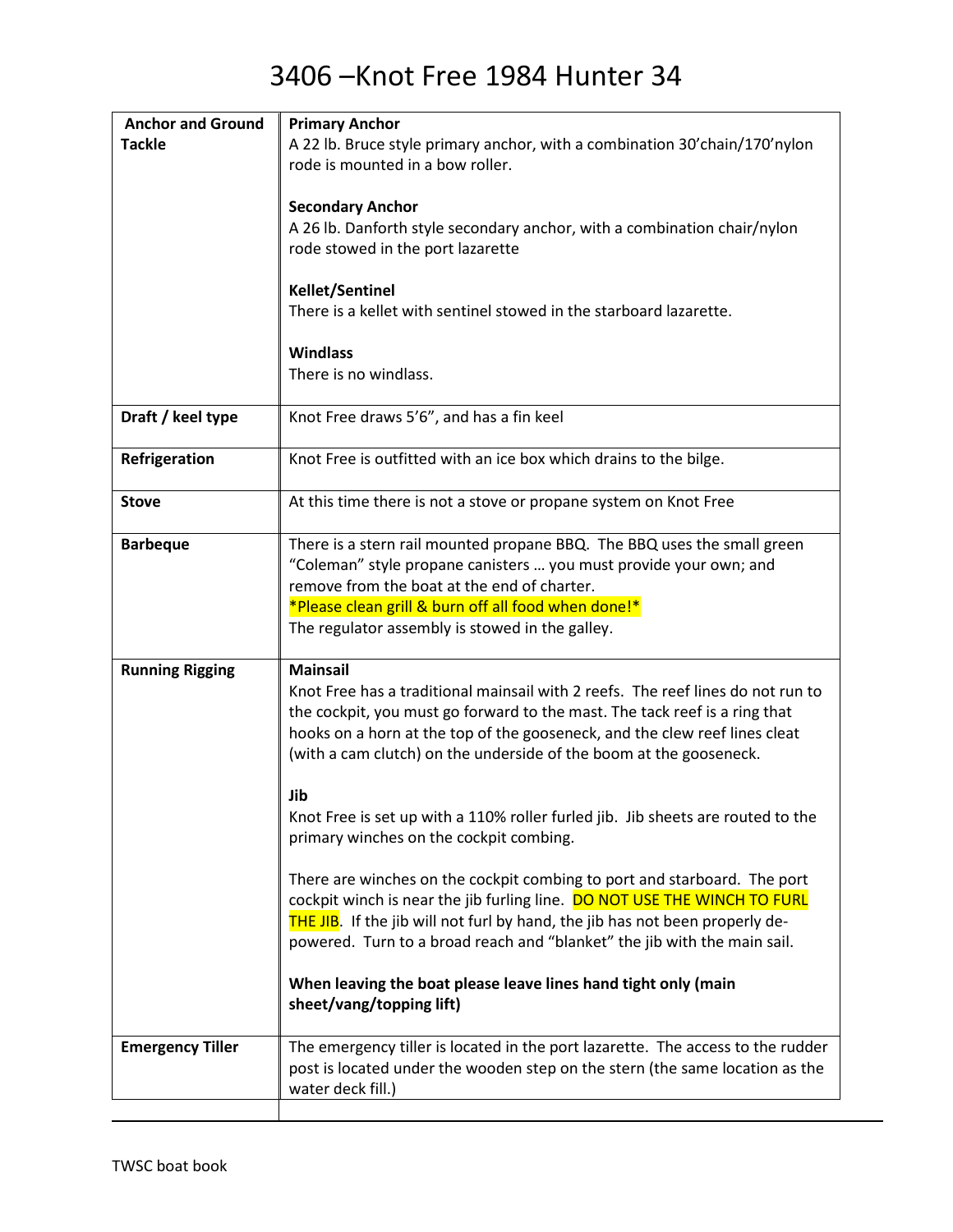# 3406 –Knot Free 1984 Hunter 34

| | |
|---|---|
| **Anchor and Ground Tackle** | **Primary Anchor**<br>A 22 lb. Bruce style primary anchor, with a combination 30'chain/170'nylon rode is mounted in a bow roller.<br><br>**Secondary Anchor**<br>A 26 lb. Danforth style secondary anchor, with a combination chair/nylon rode stowed in the port lazarette<br><br>**Kellet/Sentinel**<br>There is a kellet with sentinel stowed in the starboard lazarette.<br><br>**Windlass**<br>There is no windlass. |
| **Draft / keel type** | Knot Free draws 5'6", and has a fin keel |
| **Refrigeration** | Knot Free is outfitted with an ice box which drains to the bilge. |
| **Stove** | At this time there is not a stove or propane system on Knot Free |
| **Barbeque** | There is a stern rail mounted propane BBQ. The BBQ uses the small green "Coleman" style propane canisters … you must provide your own; and remove from the boat at the end of charter.<br>*Please clean grill & burn off all food when done!*<br>The regulator assembly is stowed in the galley. |
| **Running Rigging** | **Mainsail**<br>Knot Free has a traditional mainsail with 2 reefs. The reef lines do not run to the cockpit, you must go forward to the mast. The tack reef is a ring that hooks on a horn at the top of the gooseneck, and the clew reef lines cleat (with a cam clutch) on the underside of the boom at the gooseneck.<br><br>**Jib**<br>Knot Free is set up with a 110% roller furled jib. Jib sheets are routed to the primary winches on the cockpit combing.<br><br>There are winches on the cockpit combing to port and starboard. The port cockpit winch is near the jib furling line. DO NOT USE THE WINCH TO FURL THE JIB. If the jib will not furl by hand, the jib has not been properly de-powered. Turn to a broad reach and "blanket" the jib with the main sail.<br><br>**When leaving the boat please leave lines hand tight only (main sheet/vang/topping lift)** |
| **Emergency Tiller** | The emergency tiller is located in the port lazarette. The access to the rudder post is located under the wooden step on the stern (the same location as the water deck fill.) |

TWSC boat book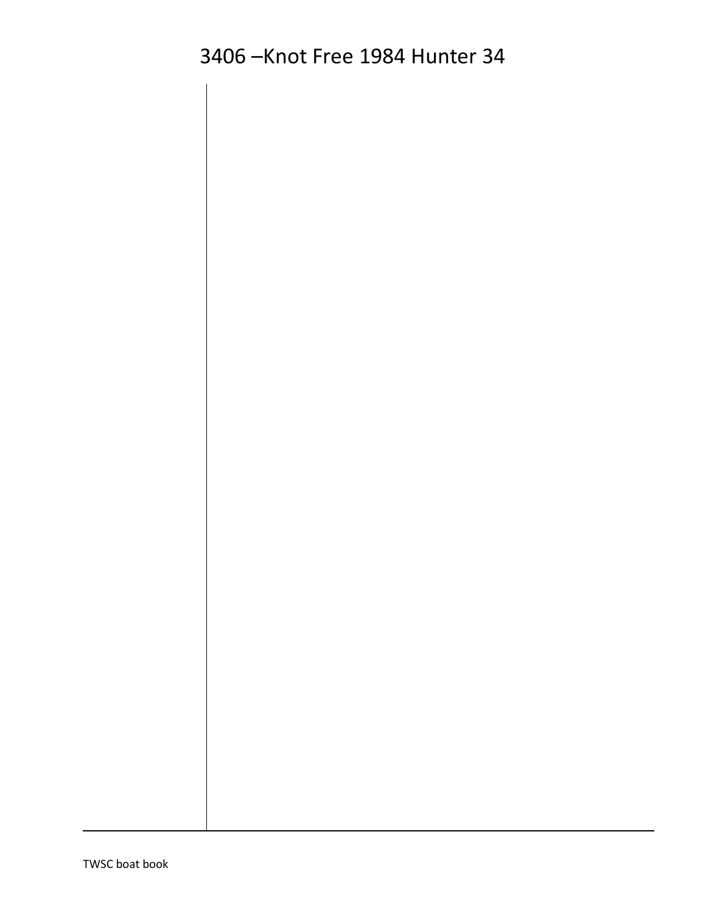# 3406 –Knot Free 1984 Hunter 34